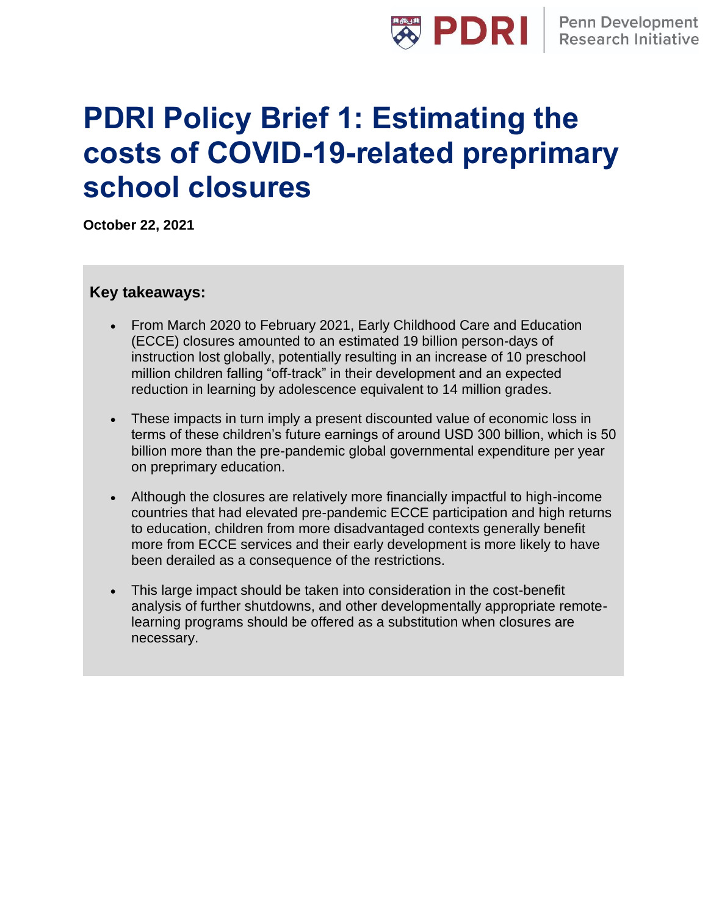# PDRI Policy Brief 1: Estimating the costs of COVID-19-related preprimary school closures

**October 22, 2021**

**Key takeaways:**

- From March 2020 to February 2021, Early Childhood Care and Education (ECCE) closures amounted to an estimated 19 billion person-days of instruction lost globally, potentially resulting in an increase of 10 preschool million children falling "off-track" in their development and an expected reduction in learning by adolescence equivalent to 14 million grades.
- These impacts in turn imply a present discounted value of economic loss in terms of these children's future earnings of around USD 300 billion, which is 50 billion more than the pre-pandemic global governmental expenditure per year on preprimary education.
- Although the closures are relatively more financially impactful to high-income countries that had elevated pre-pandemic ECCE participation and high returns to education, children from more disadvantaged contexts generally benefit more from ECCE services and their early development is more likely to have been derailed as a consequence of the restrictions.
- This large impact should be taken into consideration in the cost-benefit analysis of further shutdowns, and other developmentally appropriate remote-learning programs should be offered as a substitution when closures are necessary.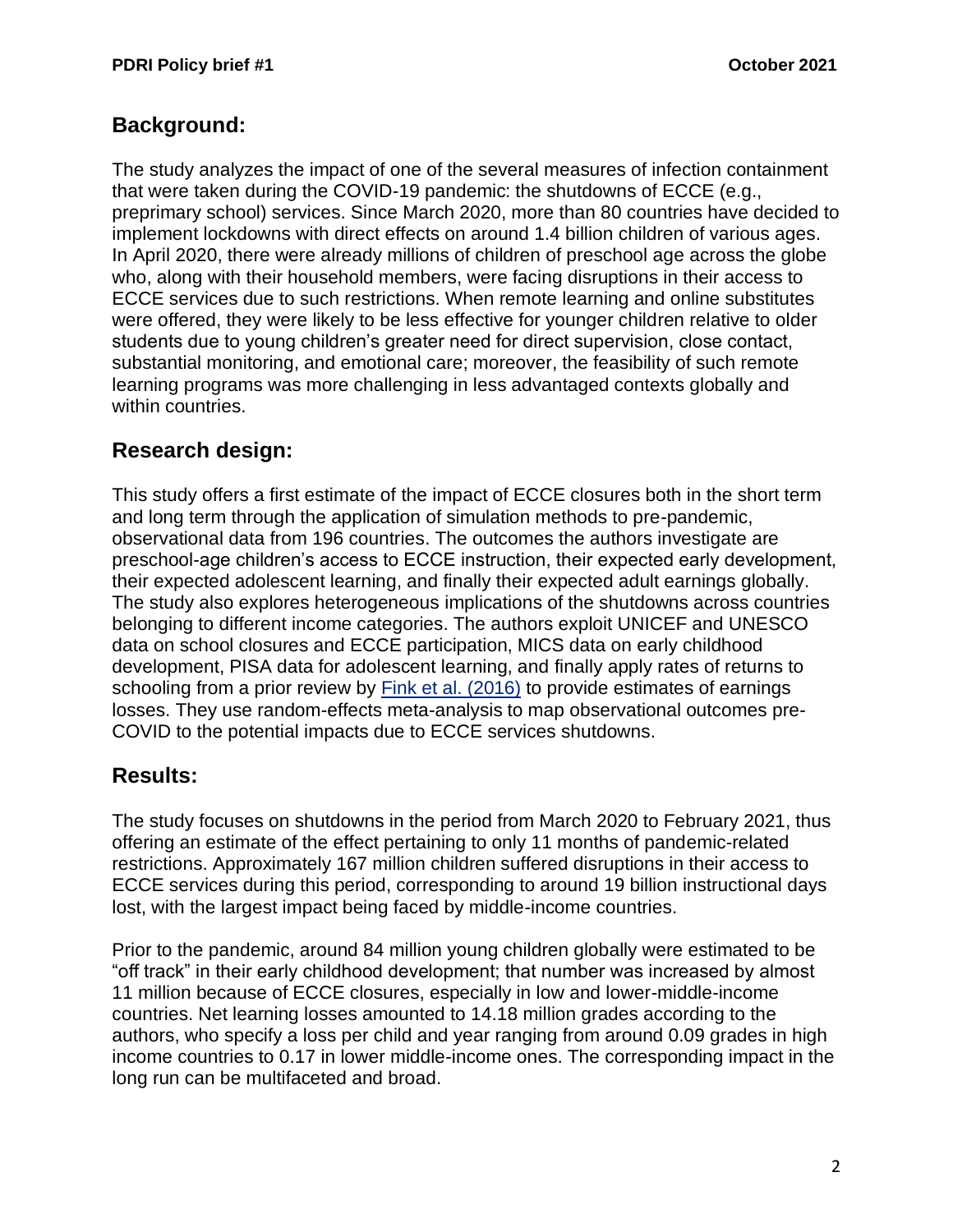## Background:

The study analyzes the impact of one of the several measures of infection containment that were taken during the COVID-19 pandemic: the shutdowns of ECCE (e.g., preprimary school) services. Since March 2020, more than 80 countries have decided to implement lockdowns with direct effects on around 1.4 billion children of various ages. In April 2020, there were already millions of children of preschool age across the globe who, along with their household members, were facing disruptions in their access to ECCE services due to such restrictions. When remote learning and online substitutes were offered, they were likely to be less effective for younger children relative to older students due to young children's greater need for direct supervision, close contact, substantial monitoring, and emotional care; moreover, the feasibility of such remote learning programs was more challenging in less advantaged contexts globally and within countries.

## Research design:

This study offers a first estimate of the impact of ECCE closures both in the short term and long term through the application of simulation methods to pre-pandemic, observational data from 196 countries. The outcomes the authors investigate are preschool-age children's access to ECCE instruction, their expected early development, their expected adolescent learning, and finally their expected adult earnings globally. The study also explores heterogeneous implications of the shutdowns across countries belonging to different income categories. The authors exploit UNICEF and UNESCO data on school closures and ECCE participation, MICS data on early childhood development, PISA data for adolescent learning, and finally apply rates of returns to schooling from a prior review by [Fink et al. (2016)](#) to provide estimates of earnings losses. They use random-effects meta-analysis to map observational outcomes pre-COVID to the potential impacts due to ECCE services shutdowns.

## Results:

The study focuses on shutdowns in the period from March 2020 to February 2021, thus offering an estimate of the effect pertaining to only 11 months of pandemic-related restrictions. Approximately 167 million children suffered disruptions in their access to ECCE services during this period, corresponding to around 19 billion instructional days lost, with the largest impact being faced by middle-income countries.

Prior to the pandemic, around 84 million young children globally were estimated to be "off track" in their early childhood development; that number was increased by almost 11 million because of ECCE closures, especially in low and lower-middle-income countries. Net learning losses amounted to 14.18 million grades according to the authors, who specify a loss per child and year ranging from around 0.09 grades in high income countries to 0.17 in lower middle-income ones. The corresponding impact in the long run can be multifaceted and broad.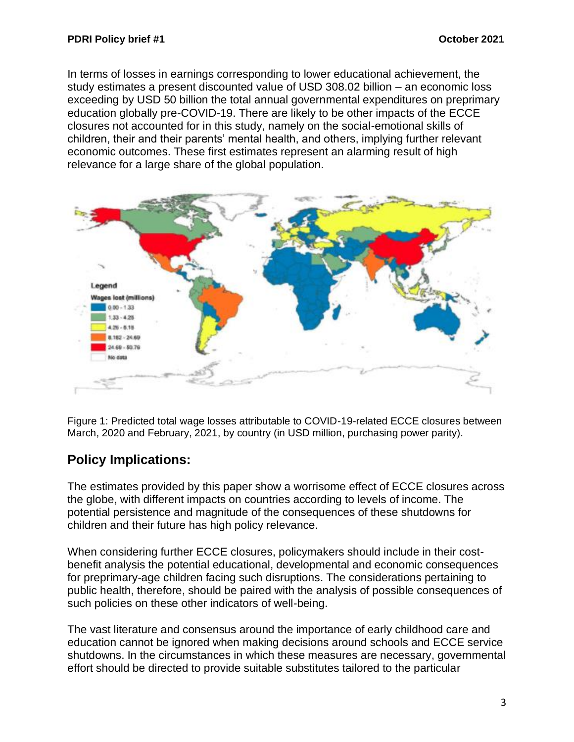In terms of losses in earnings corresponding to lower educational achievement, the study estimates a present discounted value of USD 308.02 billion – an economic loss exceeding by USD 50 billion the total annual governmental expenditures on preprimary education globally pre-COVID-19. There are likely to be other impacts of the ECCE closures not accounted for in this study, namely on the social-emotional skills of children, their and their parents' mental health, and others, implying further relevant economic outcomes. These first estimates represent an alarming result of high relevance for a large share of the global population.

Figure 1: Predicted total wage losses attributable to COVID-19-related ECCE closures between March, 2020 and February, 2021, by country (in USD million, purchasing power parity).

## Policy Implications:

The estimates provided by this paper show a worrisome effect of ECCE closures across the globe, with different impacts on countries according to levels of income. The potential persistence and magnitude of the consequences of these shutdowns for children and their future has high policy relevance.

When considering further ECCE closures, policymakers should include in their cost-benefit analysis the potential educational, developmental and economic consequences for preprimary-age children facing such disruptions. The considerations pertaining to public health, therefore, should be paired with the analysis of possible consequences of such policies on these other indicators of well-being.

The vast literature and consensus around the importance of early childhood care and education cannot be ignored when making decisions around schools and ECCE service shutdowns. In the circumstances in which these measures are necessary, governmental effort should be directed to provide suitable substitutes tailored to the particular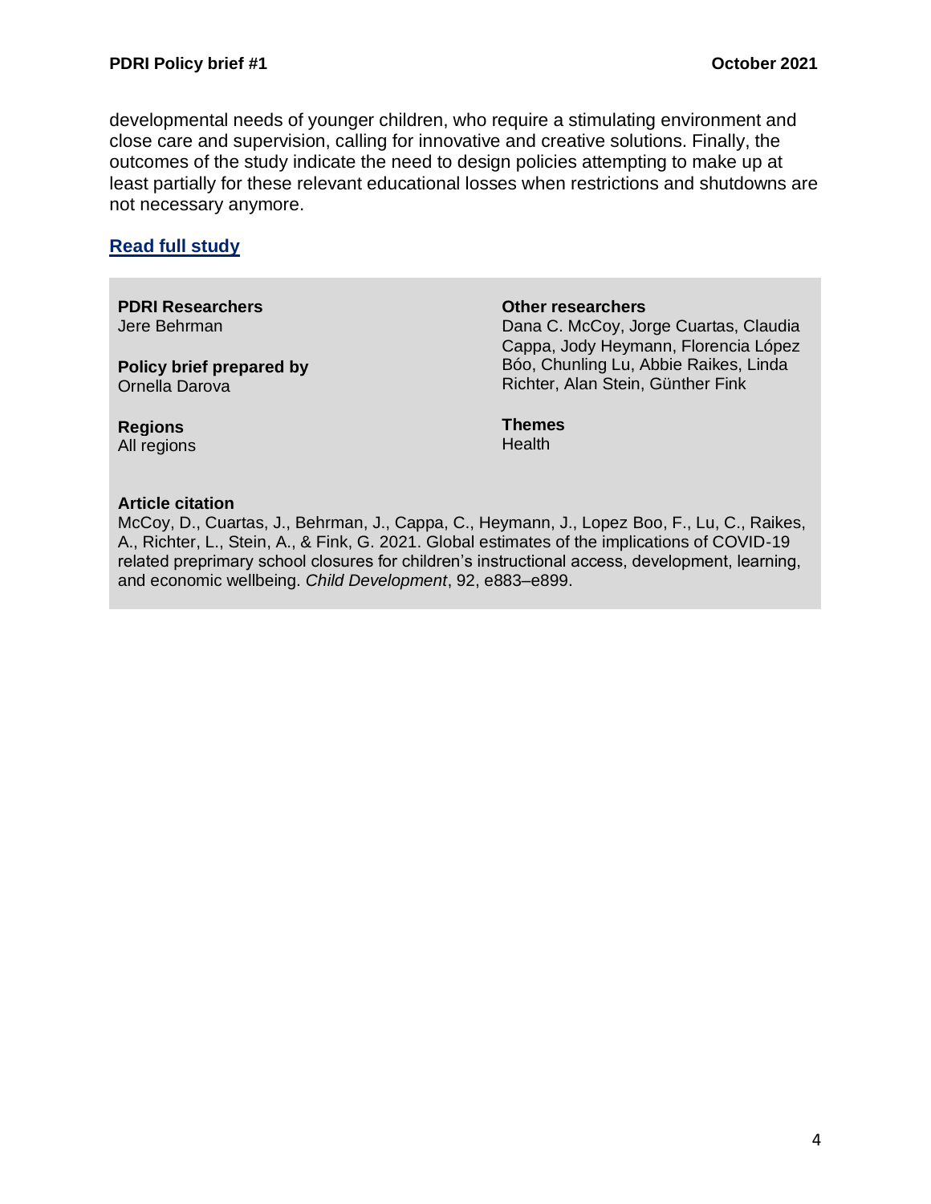developmental needs of younger children, who require a stimulating environment and close care and supervision, calling for innovative and creative solutions. Finally, the outcomes of the study indicate the need to design policies attempting to make up at least partially for these relevant educational losses when restrictions and shutdowns are not necessary anymore.

**Read full study**

**PDRI Researchers**
Jere Behrman

**Policy brief prepared by**
Ornella Darova

**Regions**
All regions

**Other researchers**
Dana C. McCoy, Jorge Cuartas, Claudia Cappa, Jody Heymann, Florencia López Bóo, Chunling Lu, Abbie Raikes, Linda Richter, Alan Stein, Günther Fink

**Themes**
Health

**Article citation**
McCoy, D., Cuartas, J., Behrman, J., Cappa, C., Heymann, J., Lopez Boo, F., Lu, C., Raikes, A., Richter, L., Stein, A., & Fink, G. 2021. Global estimates of the implications of COVID-19 related preprimary school closures for children's instructional access, development, learning, and economic wellbeing. *Child Development*, 92, e883–e899.